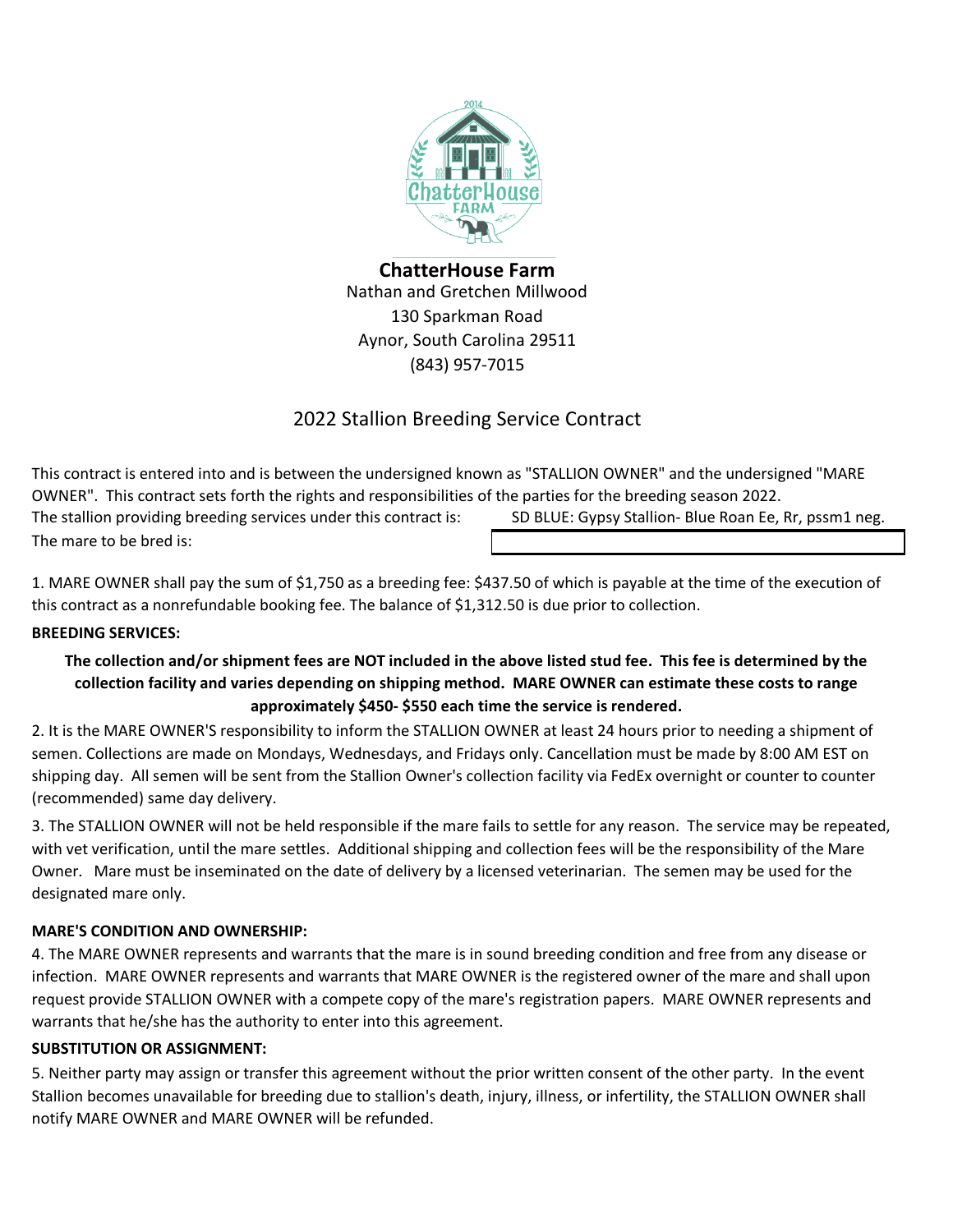**ChatterHouse Farm**

Nathan and Gretchen Millwood
130 Sparkman Road
Aynor, South Carolina 29511
(843) 957-7015

## 2022 Stallion Breeding Service Contract

This contract is entered into and is between the undersigned known as "STALLION OWNER" and the undersigned "MARE OWNER". This contract sets forth the rights and responsibilities of the parties for the breeding season 2022.

The stallion providing breeding services under this contract is: SD BLUE: Gypsy Stallion- Blue Roan Ee, Rr, pssm1 neg.

The mare to be bred is: ______________________________

1. MARE OWNER shall pay the sum of $1,750 as a breeding fee: $437.50 of which is payable at the time of the execution of this contract as a nonrefundable booking fee. The balance of $1,312.50 is due prior to collection.

**BREEDING SERVICES:**

**The collection and/or shipment fees are NOT included in the above listed stud fee. This fee is determined by the collection facility and varies depending on shipping method. MARE OWNER can estimate these costs to range approximately $450- $550 each time the service is rendered.**

2. It is the MARE OWNER'S responsibility to inform the STALLION OWNER at least 24 hours prior to needing a shipment of semen. Collections are made on Mondays, Wednesdays, and Fridays only. Cancellation must be made by 8:00 AM EST on shipping day. All semen will be sent from the Stallion Owner's collection facility via FedEx overnight or counter to counter (recommended) same day delivery.

3. The STALLION OWNER will not be held responsible if the mare fails to settle for any reason. The service may be repeated, with vet verification, until the mare settles. Additional shipping and collection fees will be the responsibility of the Mare Owner. Mare must be inseminated on the date of delivery by a licensed veterinarian. The semen may be used for the designated mare only.

**MARE'S CONDITION AND OWNERSHIP:**

4. The MARE OWNER represents and warrants that the mare is in sound breeding condition and free from any disease or infection. MARE OWNER represents and warrants that MARE OWNER is the registered owner of the mare and shall upon request provide STALLION OWNER with a compete copy of the mare's registration papers. MARE OWNER represents and warrants that he/she has the authority to enter into this agreement.

**SUBSTITUTION OR ASSIGNMENT:**

5. Neither party may assign or transfer this agreement without the prior written consent of the other party. In the event Stallion becomes unavailable for breeding due to stallion's death, injury, illness, or infertility, the STALLION OWNER shall notify MARE OWNER and MARE OWNER will be refunded.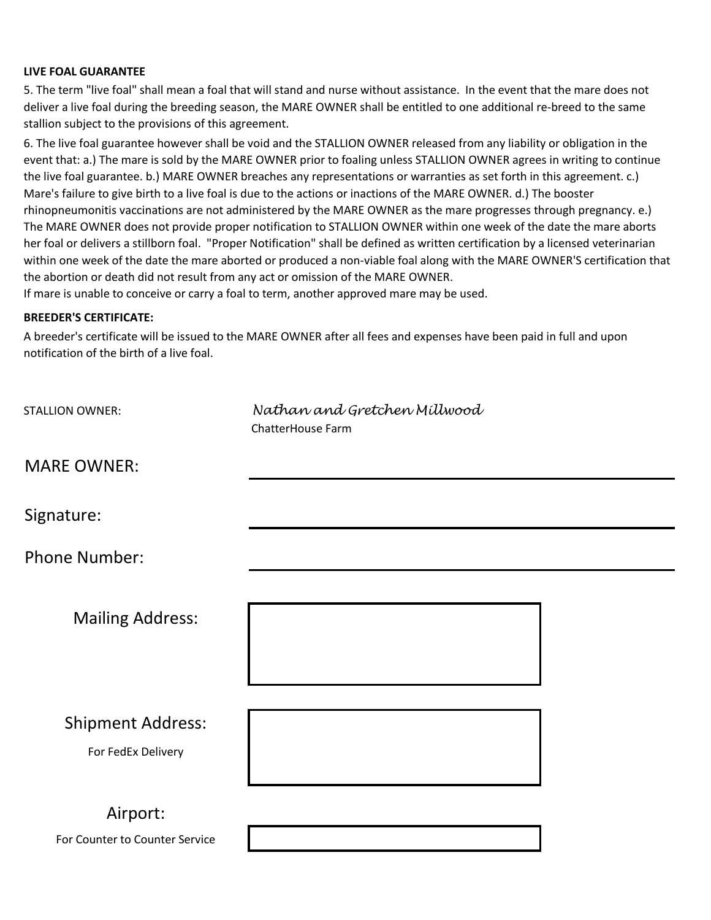**LIVE FOAL GUARANTEE**

5. The term "live foal" shall mean a foal that will stand and nurse without assistance. In the event that the mare does not deliver a live foal during the breeding season, the MARE OWNER shall be entitled to one additional re-breed to the same stallion subject to the provisions of this agreement.

6. The live foal guarantee however shall be void and the STALLION OWNER released from any liability or obligation in the event that: a.) The mare is sold by the MARE OWNER prior to foaling unless STALLION OWNER agrees in writing to continue the live foal guarantee. b.) MARE OWNER breaches any representations or warranties as set forth in this agreement. c.) Mare's failure to give birth to a live foal is due to the actions or inactions of the MARE OWNER. d.) The booster rhinopneumonitis vaccinations are not administered by the MARE OWNER as the mare progresses through pregnancy. e.) The MARE OWNER does not provide proper notification to STALLION OWNER within one week of the date the mare aborts her foal or delivers a stillborn foal. "Proper Notification" shall be defined as written certification by a licensed veterinarian within one week of the date the mare aborted or produced a non-viable foal along with the MARE OWNER'S certification that the abortion or death did not result from any act or omission of the MARE OWNER.
If mare is unable to conceive or carry a foal to term, another approved mare may be used.

**BREEDER'S CERTIFICATE:**

A breeder's certificate will be issued to the MARE OWNER after all fees and expenses have been paid in full and upon notification of the birth of a live foal.

STALLION OWNER: *Nathan and Gretchen Millwood*
ChatterHouse Farm

MARE OWNER: ______________________________

Signature: ______________________________

Phone Number: ______________________________

Mailing Address:

Shipment Address:
For FedEx Delivery

Airport:
For Counter to Counter Service